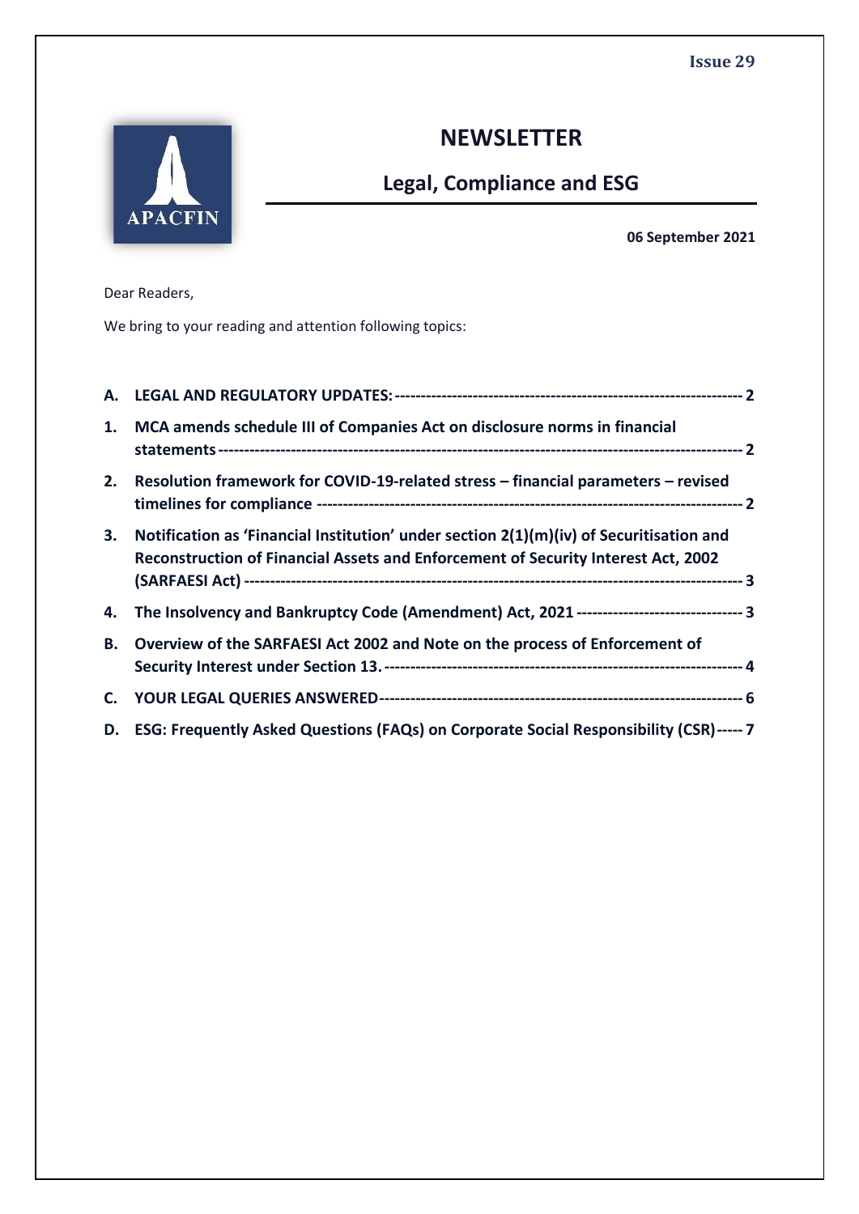Issue 29

APACFIN

# NEWSLETTER

## Legal, Compliance and ESG

**06 September 2021**

Dear Readers,

We bring to your reading and attention following topics:

**A. LEGAL AND REGULATORY UPDATES:** ---------- 2

**1. MCA amends schedule III of Companies Act on disclosure norms in financial statements** ---------- 2

**2. Resolution framework for COVID-19-related stress – financial parameters – revised timelines for compliance** ---------- 2

**3. Notification as 'Financial Institution' under section 2(1)(m)(iv) of Securitisation and Reconstruction of Financial Assets and Enforcement of Security Interest Act, 2002 (SARFAESI Act)** ---------- 3

**4. The Insolvency and Bankruptcy Code (Amendment) Act, 2021** ---------- 3

**B. Overview of the SARFAESI Act 2002 and Note on the process of Enforcement of Security Interest under Section 13.** ---------- 4

**C. YOUR LEGAL QUERIES ANSWERED** ---------- 6

**D. ESG: Frequently Asked Questions (FAQs) on Corporate Social Responsibility (CSR)** ---------- 7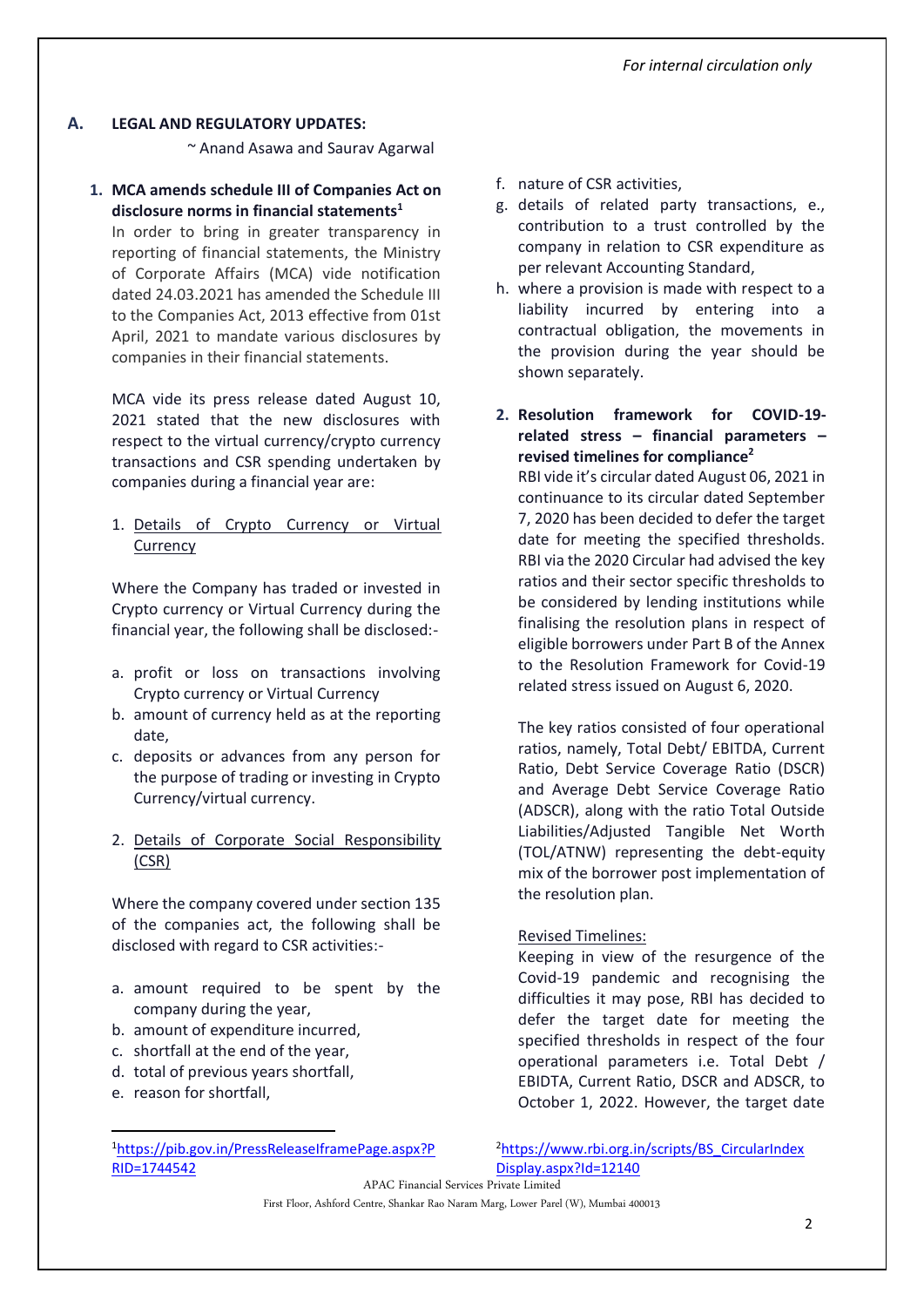## A. LEGAL AND REGULATORY UPDATES:

~ Anand Asawa and Saurav Agarwal

### 1. MCA amends schedule III of Companies Act on disclosure norms in financial statements[1]

In order to bring in greater transparency in reporting of financial statements, the Ministry of Corporate Affairs (MCA) vide notification dated 24.03.2021 has amended the Schedule III to the Companies Act, 2013 effective from 01st April, 2021 to mandate various disclosures by companies in their financial statements.

MCA vide its press release dated August 10, 2021 stated that the new disclosures with respect to the virtual currency/crypto currency transactions and CSR spending undertaken by companies during a financial year are:

1. Details of Crypto Currency or Virtual Currency

Where the Company has traded or invested in Crypto currency or Virtual Currency during the financial year, the following shall be disclosed:-

a. profit or loss on transactions involving Crypto currency or Virtual Currency
b. amount of currency held as at the reporting date,
c. deposits or advances from any person for the purpose of trading or investing in Crypto Currency/virtual currency.

2. Details of Corporate Social Responsibility (CSR)

Where the company covered under section 135 of the companies act, the following shall be disclosed with regard to CSR activities:-

a. amount required to be spent by the company during the year,
b. amount of expenditure incurred,
c. shortfall at the end of the year,
d. total of previous years shortfall,
e. reason for shortfall,
f. nature of CSR activities,
g. details of related party transactions, e., contribution to a trust controlled by the company in relation to CSR expenditure as per relevant Accounting Standard,
h. where a provision is made with respect to a liability incurred by entering into a contractual obligation, the movements in the provision during the year should be shown separately.

### 2. Resolution framework for COVID-19-related stress – financial parameters – revised timelines for compliance[2]

RBI vide it's circular dated August 06, 2021 in continuance to its circular dated September 7, 2020 has been decided to defer the target date for meeting the specified thresholds. RBI via the 2020 Circular had advised the key ratios and their sector specific thresholds to be considered by lending institutions while finalising the resolution plans in respect of eligible borrowers under Part B of the Annex to the Resolution Framework for Covid-19 related stress issued on August 6, 2020.

The key ratios consisted of four operational ratios, namely, Total Debt/ EBITDA, Current Ratio, Debt Service Coverage Ratio (DSCR) and Average Debt Service Coverage Ratio (ADSCR), along with the ratio Total Outside Liabilities/Adjusted Tangible Net Worth (TOL/ATNW) representing the debt-equity mix of the borrower post implementation of the resolution plan.

Revised Timelines:

Keeping in view of the resurgence of the Covid-19 pandemic and recognising the difficulties it may pose, RBI has decided to defer the target date for meeting the specified thresholds in respect of the four operational parameters i.e. Total Debt / EBIDTA, Current Ratio, DSCR and ADSCR, to October 1, 2022. However, the target date

[1] https://pib.gov.in/PressReleaseIframePage.aspx?PRID=1744542

[2] https://www.rbi.org.in/scripts/BS_CircularIndexDisplay.aspx?Id=12140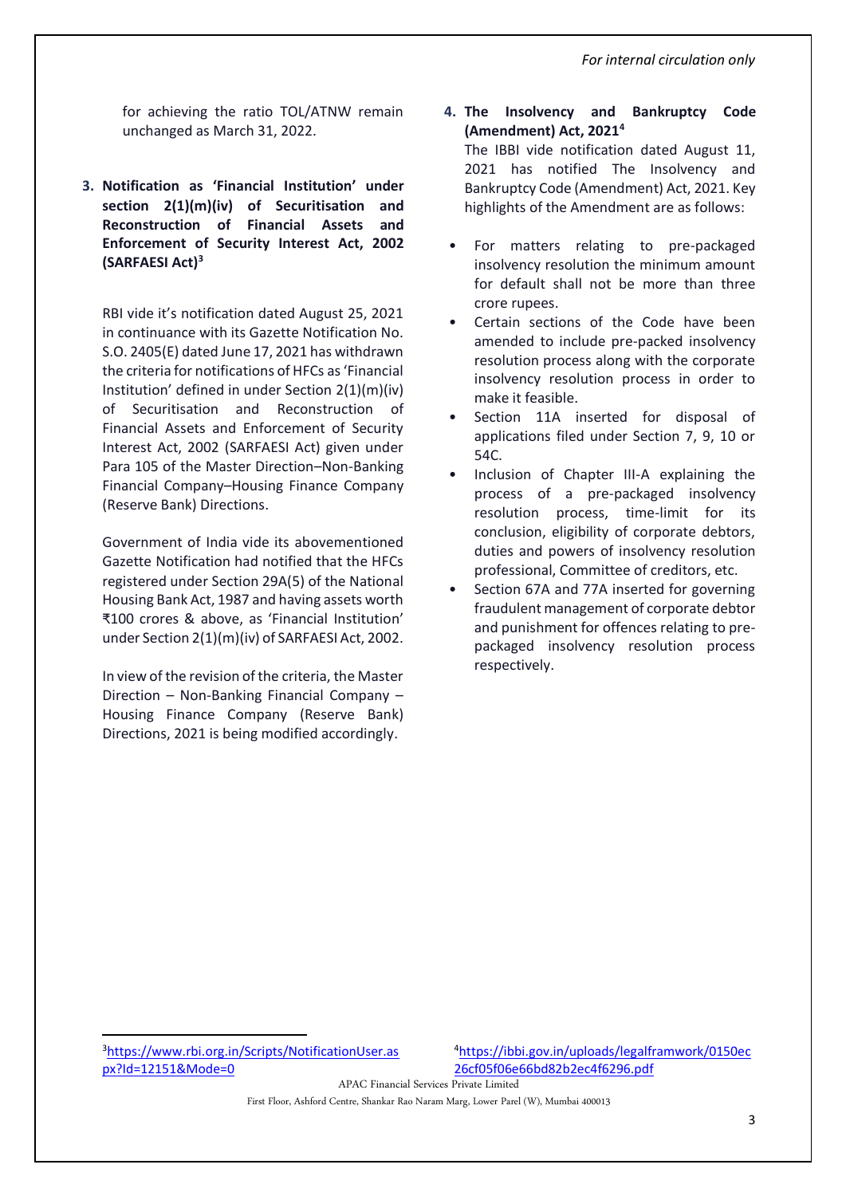for achieving the ratio TOL/ATNW remain unchanged as March 31, 2022.

3. **Notification as 'Financial Institution' under section 2(1)(m)(iv) of Securitisation and Reconstruction of Financial Assets and Enforcement of Security Interest Act, 2002 (SARFAESI Act)[3]**

RBI vide it's notification dated August 25, 2021 in continuance with its Gazette Notification No. S.O. 2405(E) dated June 17, 2021 has withdrawn the criteria for notifications of HFCs as 'Financial Institution' defined in under Section 2(1)(m)(iv) of Securitisation and Reconstruction of Financial Assets and Enforcement of Security Interest Act, 2002 (SARFAESI Act) given under Para 105 of the Master Direction–Non-Banking Financial Company–Housing Finance Company (Reserve Bank) Directions.

Government of India vide its abovementioned Gazette Notification had notified that the HFCs registered under Section 29A(5) of the National Housing Bank Act, 1987 and having assets worth ₹100 crores & above, as 'Financial Institution' under Section 2(1)(m)(iv) of SARFAESI Act, 2002.

In view of the revision of the criteria, the Master Direction – Non-Banking Financial Company – Housing Finance Company (Reserve Bank) Directions, 2021 is being modified accordingly.

4. **The Insolvency and Bankruptcy Code (Amendment) Act, 2021[4]**

The IBBI vide notification dated August 11, 2021 has notified The Insolvency and Bankruptcy Code (Amendment) Act, 2021. Key highlights of the Amendment are as follows:

- For matters relating to pre-packaged insolvency resolution the minimum amount for default shall not be more than three crore rupees.
- Certain sections of the Code have been amended to include pre-packed insolvency resolution process along with the corporate insolvency resolution process in order to make it feasible.
- Section 11A inserted for disposal of applications filed under Section 7, 9, 10 or 54C.
- Inclusion of Chapter III-A explaining the process of a pre-packaged insolvency resolution process, time-limit for its conclusion, eligibility of corporate debtors, duties and powers of insolvency resolution professional, Committee of creditors, etc.
- Section 67A and 77A inserted for governing fraudulent management of corporate debtor and punishment for offences relating to pre-packaged insolvency resolution process respectively.

---

[3] https://www.rbi.org.in/Scripts/NotificationUser.aspx?Id=12151&Mode=0

[4] https://ibbi.gov.in/uploads/legalframwork/0150ec26cf05f06e66bd82b2ec4f6296.pdf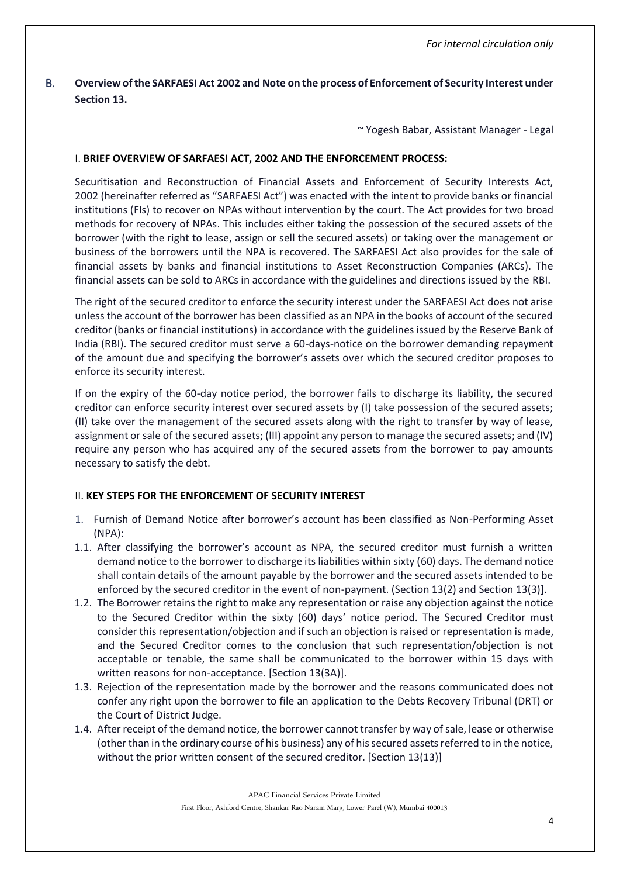## B. Overview of the SARFAESI Act 2002 and Note on the process of Enforcement of Security Interest under Section 13.

~ Yogesh Babar, Assistant Manager - Legal

### I. BRIEF OVERVIEW OF SARFAESI ACT, 2002 AND THE ENFORCEMENT PROCESS:

Securitisation and Reconstruction of Financial Assets and Enforcement of Security Interests Act, 2002 (hereinafter referred as "SARFAESI Act") was enacted with the intent to provide banks or financial institutions (FIs) to recover on NPAs without intervention by the court. The Act provides for two broad methods for recovery of NPAs. This includes either taking the possession of the secured assets of the borrower (with the right to lease, assign or sell the secured assets) or taking over the management or business of the borrowers until the NPA is recovered. The SARFAESI Act also provides for the sale of financial assets by banks and financial institutions to Asset Reconstruction Companies (ARCs). The financial assets can be sold to ARCs in accordance with the guidelines and directions issued by the RBI.

The right of the secured creditor to enforce the security interest under the SARFAESI Act does not arise unless the account of the borrower has been classified as an NPA in the books of account of the secured creditor (banks or financial institutions) in accordance with the guidelines issued by the Reserve Bank of India (RBI). The secured creditor must serve a 60-days-notice on the borrower demanding repayment of the amount due and specifying the borrower's assets over which the secured creditor proposes to enforce its security interest.

If on the expiry of the 60-day notice period, the borrower fails to discharge its liability, the secured creditor can enforce security interest over secured assets by (I) take possession of the secured assets; (II) take over the management of the secured assets along with the right to transfer by way of lease, assignment or sale of the secured assets; (III) appoint any person to manage the secured assets; and (IV) require any person who has acquired any of the secured assets from the borrower to pay amounts necessary to satisfy the debt.

### II. KEY STEPS FOR THE ENFORCEMENT OF SECURITY INTEREST

1. Furnish of Demand Notice after borrower's account has been classified as Non-Performing Asset (NPA):

1.1. After classifying the borrower's account as NPA, the secured creditor must furnish a written demand notice to the borrower to discharge its liabilities within sixty (60) days. The demand notice shall contain details of the amount payable by the borrower and the secured assets intended to be enforced by the secured creditor in the event of non-payment. (Section 13(2) and Section 13(3)].

1.2. The Borrower retains the right to make any representation or raise any objection against the notice to the Secured Creditor within the sixty (60) days' notice period. The Secured Creditor must consider this representation/objection and if such an objection is raised or representation is made, and the Secured Creditor comes to the conclusion that such representation/objection is not acceptable or tenable, the same shall be communicated to the borrower within 15 days with written reasons for non-acceptance. [Section 13(3A)].

1.3. Rejection of the representation made by the borrower and the reasons communicated does not confer any right upon the borrower to file an application to the Debts Recovery Tribunal (DRT) or the Court of District Judge.

1.4. After receipt of the demand notice, the borrower cannot transfer by way of sale, lease or otherwise (other than in the ordinary course of his business) any of his secured assets referred to in the notice, without the prior written consent of the secured creditor. [Section 13(13)]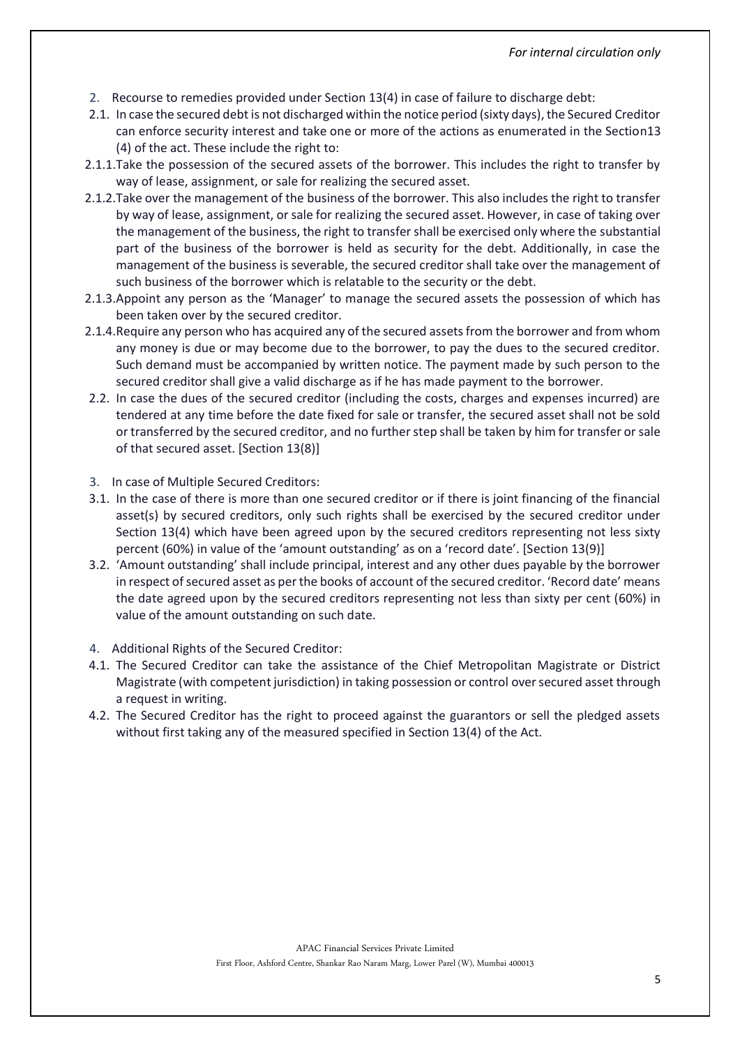2. Recourse to remedies provided under Section 13(4) in case of failure to discharge debt:

2.1. In case the secured debt is not discharged within the notice period (sixty days), the Secured Creditor can enforce security interest and take one or more of the actions as enumerated in the Section13 (4) of the act. These include the right to:

2.1.1. Take the possession of the secured assets of the borrower. This includes the right to transfer by way of lease, assignment, or sale for realizing the secured asset.

2.1.2. Take over the management of the business of the borrower. This also includes the right to transfer by way of lease, assignment, or sale for realizing the secured asset. However, in case of taking over the management of the business, the right to transfer shall be exercised only where the substantial part of the business of the borrower is held as security for the debt. Additionally, in case the management of the business is severable, the secured creditor shall take over the management of such business of the borrower which is relatable to the security or the debt.

2.1.3. Appoint any person as the 'Manager' to manage the secured assets the possession of which has been taken over by the secured creditor.

2.1.4. Require any person who has acquired any of the secured assets from the borrower and from whom any money is due or may become due to the borrower, to pay the dues to the secured creditor. Such demand must be accompanied by written notice. The payment made by such person to the secured creditor shall give a valid discharge as if he has made payment to the borrower.

2.2. In case the dues of the secured creditor (including the costs, charges and expenses incurred) are tendered at any time before the date fixed for sale or transfer, the secured asset shall not be sold or transferred by the secured creditor, and no further step shall be taken by him for transfer or sale of that secured asset. [Section 13(8)]

3. In case of Multiple Secured Creditors:

3.1. In the case of there is more than one secured creditor or if there is joint financing of the financial asset(s) by secured creditors, only such rights shall be exercised by the secured creditor under Section 13(4) which have been agreed upon by the secured creditors representing not less sixty percent (60%) in value of the 'amount outstanding' as on a 'record date'. [Section 13(9)]

3.2. 'Amount outstanding' shall include principal, interest and any other dues payable by the borrower in respect of secured asset as per the books of account of the secured creditor. 'Record date' means the date agreed upon by the secured creditors representing not less than sixty per cent (60%) in value of the amount outstanding on such date.

4. Additional Rights of the Secured Creditor:

4.1. The Secured Creditor can take the assistance of the Chief Metropolitan Magistrate or District Magistrate (with competent jurisdiction) in taking possession or control over secured asset through a request in writing.

4.2. The Secured Creditor has the right to proceed against the guarantors or sell the pledged assets without first taking any of the measured specified in Section 13(4) of the Act.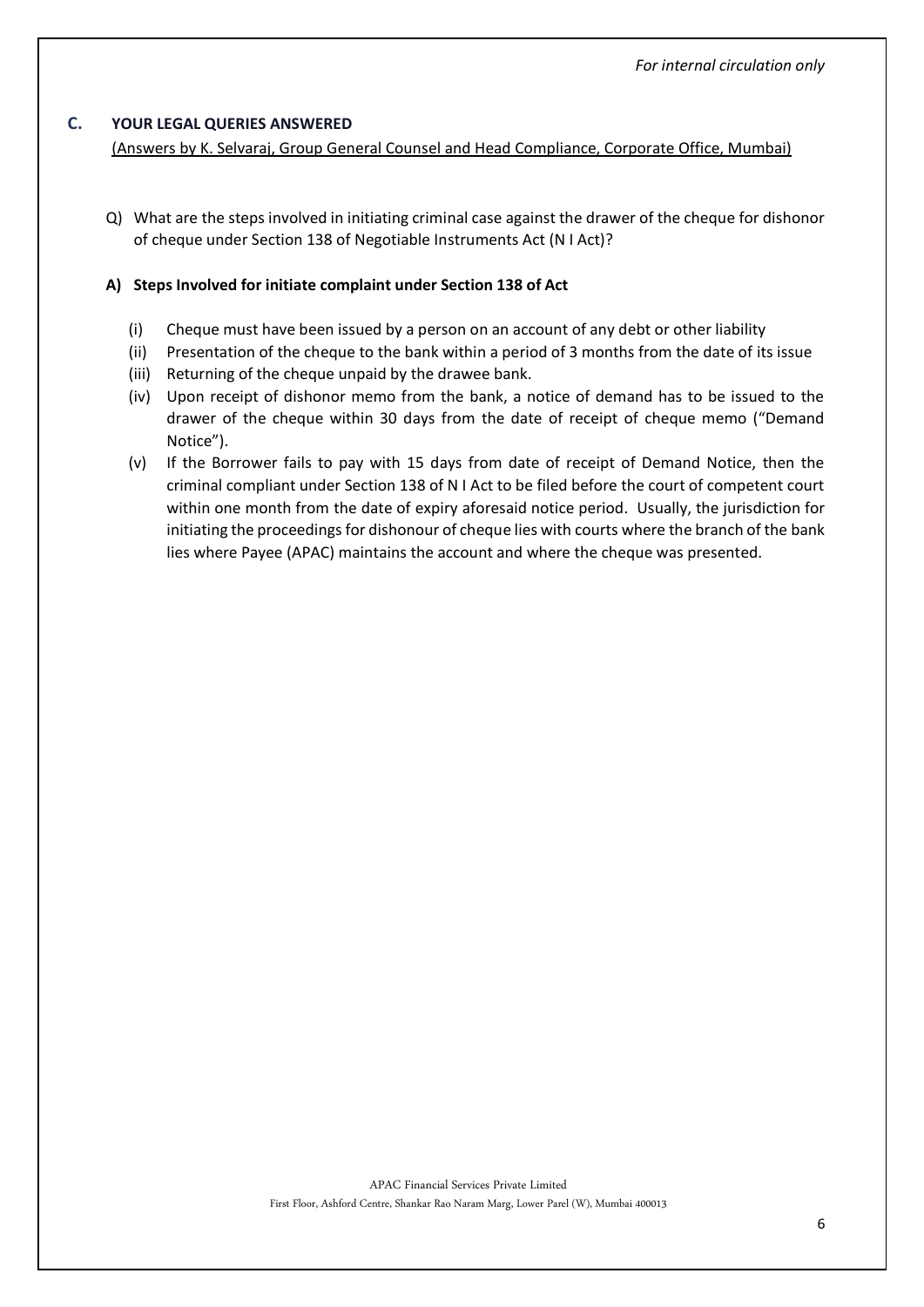## C. YOUR LEGAL QUERIES ANSWERED

(Answers by K. Selvaraj, Group General Counsel and Head Compliance, Corporate Office, Mumbai)

Q) What are the steps involved in initiating criminal case against the drawer of the cheque for dishonor of cheque under Section 138 of Negotiable Instruments Act (N I Act)?

**A) Steps Involved for initiate complaint under Section 138 of Act**

(i) Cheque must have been issued by a person on an account of any debt or other liability

(ii) Presentation of the cheque to the bank within a period of 3 months from the date of its issue

(iii) Returning of the cheque unpaid by the drawee bank.

(iv) Upon receipt of dishonor memo from the bank, a notice of demand has to be issued to the drawer of the cheque within 30 days from the date of receipt of cheque memo ("Demand Notice").

(v) If the Borrower fails to pay with 15 days from date of receipt of Demand Notice, then the criminal compliant under Section 138 of N I Act to be filed before the court of competent court within one month from the date of expiry aforesaid notice period. Usually, the jurisdiction for initiating the proceedings for dishonour of cheque lies with courts where the branch of the bank lies where Payee (APAC) maintains the account and where the cheque was presented.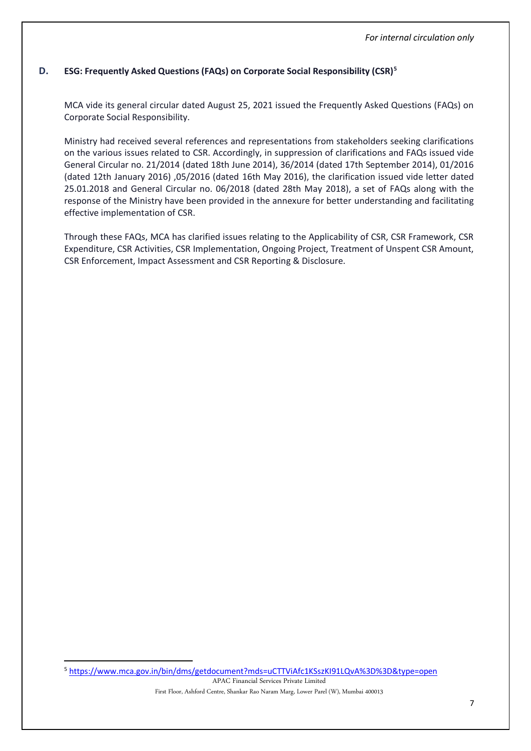## D. ESG: Frequently Asked Questions (FAQs) on Corporate Social Responsibility (CSR)[5]

MCA vide its general circular dated August 25, 2021 issued the Frequently Asked Questions (FAQs) on Corporate Social Responsibility.

Ministry had received several references and representations from stakeholders seeking clarifications on the various issues related to CSR. Accordingly, in suppression of clarifications and FAQs issued vide General Circular no. 21/2014 (dated 18th June 2014), 36/2014 (dated 17th September 2014), 01/2016 (dated 12th January 2016) ,05/2016 (dated 16th May 2016), the clarification issued vide letter dated 25.01.2018 and General Circular no. 06/2018 (dated 28th May 2018), a set of FAQs along with the response of the Ministry have been provided in the annexure for better understanding and facilitating effective implementation of CSR.

Through these FAQs, MCA has clarified issues relating to the Applicability of CSR, CSR Framework, CSR Expenditure, CSR Activities, CSR Implementation, Ongoing Project, Treatment of Unspent CSR Amount, CSR Enforcement, Impact Assessment and CSR Reporting & Disclosure.

[5] https://www.mca.gov.in/bin/dms/getdocument?mds=uCTTViAfc1KSszKI91LQvA%3D%3D&type=open